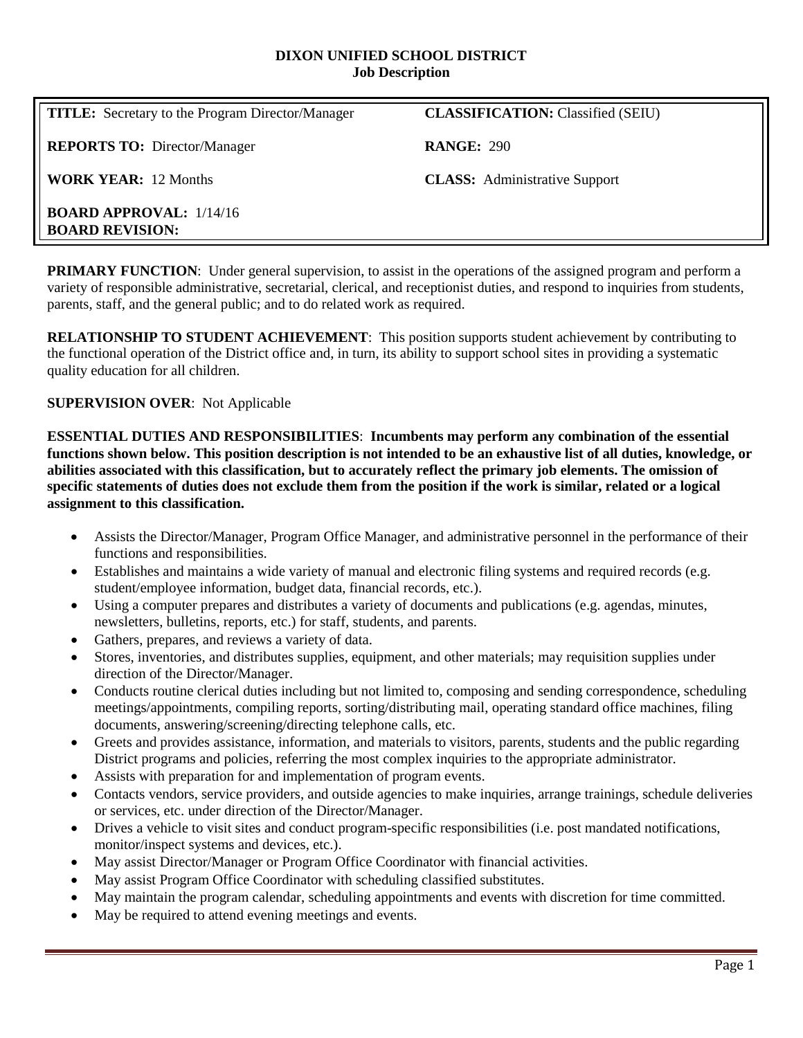# DIXON UNIFIED SCHOOL DISTRICT
## Job Description

| | |
|---|---|
| **TITLE:** Secretary to the Program Director/Manager | **CLASSIFICATION:** Classified (SEIU) |
| **REPORTS TO:** Director/Manager | **RANGE:** 290 |
| **WORK YEAR:** 12 Months | **CLASS:** Administrative Support |
| **BOARD APPROVAL:** 1/14/16<br>**BOARD REVISION:** | |

**PRIMARY FUNCTION**: Under general supervision, to assist in the operations of the assigned program and perform a variety of responsible administrative, secretarial, clerical, and receptionist duties, and respond to inquiries from students, parents, staff, and the general public; and to do related work as required.

**RELATIONSHIP TO STUDENT ACHIEVEMENT**: This position supports student achievement by contributing to the functional operation of the District office and, in turn, its ability to support school sites in providing a systematic quality education for all children.

**SUPERVISION OVER**: Not Applicable

**ESSENTIAL DUTIES AND RESPONSIBILITIES**: **Incumbents may perform any combination of the essential functions shown below. This position description is not intended to be an exhaustive list of all duties, knowledge, or abilities associated with this classification, but to accurately reflect the primary job elements. The omission of specific statements of duties does not exclude them from the position if the work is similar, related or a logical assignment to this classification.**

- Assists the Director/Manager, Program Office Manager, and administrative personnel in the performance of their functions and responsibilities.
- Establishes and maintains a wide variety of manual and electronic filing systems and required records (e.g. student/employee information, budget data, financial records, etc.).
- Using a computer prepares and distributes a variety of documents and publications (e.g. agendas, minutes, newsletters, bulletins, reports, etc.) for staff, students, and parents.
- Gathers, prepares, and reviews a variety of data.
- Stores, inventories, and distributes supplies, equipment, and other materials; may requisition supplies under direction of the Director/Manager.
- Conducts routine clerical duties including but not limited to, composing and sending correspondence, scheduling meetings/appointments, compiling reports, sorting/distributing mail, operating standard office machines, filing documents, answering/screening/directing telephone calls, etc.
- Greets and provides assistance, information, and materials to visitors, parents, students and the public regarding District programs and policies, referring the most complex inquiries to the appropriate administrator.
- Assists with preparation for and implementation of program events.
- Contacts vendors, service providers, and outside agencies to make inquiries, arrange trainings, schedule deliveries or services, etc. under direction of the Director/Manager.
- Drives a vehicle to visit sites and conduct program-specific responsibilities (i.e. post mandated notifications, monitor/inspect systems and devices, etc.).
- May assist Director/Manager or Program Office Coordinator with financial activities.
- May assist Program Office Coordinator with scheduling classified substitutes.
- May maintain the program calendar, scheduling appointments and events with discretion for time committed.
- May be required to attend evening meetings and events.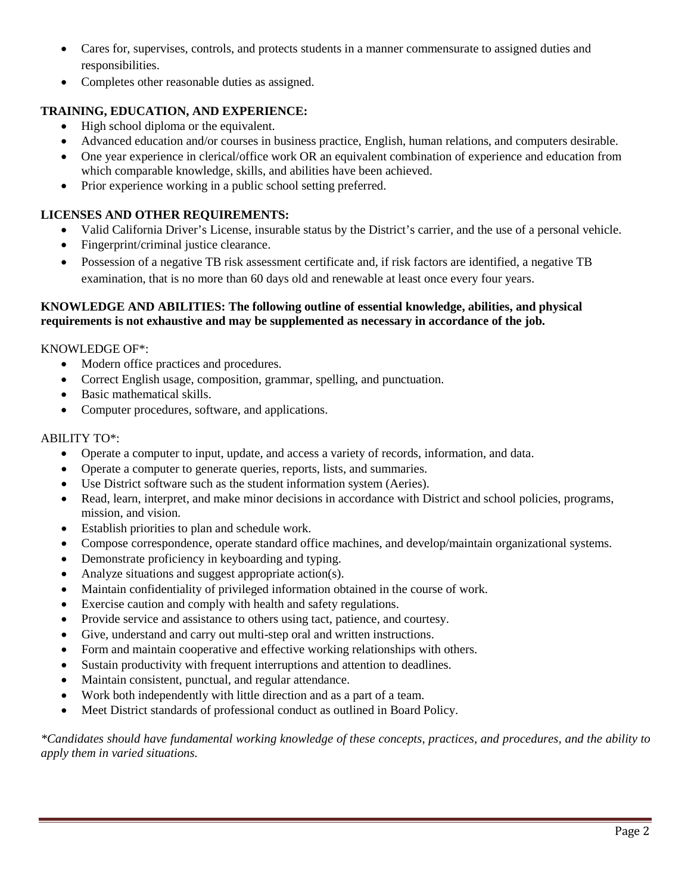- Cares for, supervises, controls, and protects students in a manner commensurate to assigned duties and responsibilities.
- Completes other reasonable duties as assigned.

**TRAINING, EDUCATION, AND EXPERIENCE:**

- High school diploma or the equivalent.
- Advanced education and/or courses in business practice, English, human relations, and computers desirable.
- One year experience in clerical/office work OR an equivalent combination of experience and education from which comparable knowledge, skills, and abilities have been achieved.
- Prior experience working in a public school setting preferred.

**LICENSES AND OTHER REQUIREMENTS:**

- Valid California Driver's License, insurable status by the District's carrier, and the use of a personal vehicle.
- Fingerprint/criminal justice clearance.
- Possession of a negative TB risk assessment certificate and, if risk factors are identified, a negative TB examination, that is no more than 60 days old and renewable at least once every four years.

**KNOWLEDGE AND ABILITIES: The following outline of essential knowledge, abilities, and physical requirements is not exhaustive and may be supplemented as necessary in accordance of the job.**

KNOWLEDGE OF*:

- Modern office practices and procedures.
- Correct English usage, composition, grammar, spelling, and punctuation.
- Basic mathematical skills.
- Computer procedures, software, and applications.

ABILITY TO*:

- Operate a computer to input, update, and access a variety of records, information, and data.
- Operate a computer to generate queries, reports, lists, and summaries.
- Use District software such as the student information system (Aeries).
- Read, learn, interpret, and make minor decisions in accordance with District and school policies, programs, mission, and vision.
- Establish priorities to plan and schedule work.
- Compose correspondence, operate standard office machines, and develop/maintain organizational systems.
- Demonstrate proficiency in keyboarding and typing.
- Analyze situations and suggest appropriate action(s).
- Maintain confidentiality of privileged information obtained in the course of work.
- Exercise caution and comply with health and safety regulations.
- Provide service and assistance to others using tact, patience, and courtesy.
- Give, understand and carry out multi-step oral and written instructions.
- Form and maintain cooperative and effective working relationships with others.
- Sustain productivity with frequent interruptions and attention to deadlines.
- Maintain consistent, punctual, and regular attendance.
- Work both independently with little direction and as a part of a team.
- Meet District standards of professional conduct as outlined in Board Policy.

*\*Candidates should have fundamental working knowledge of these concepts, practices, and procedures, and the ability to apply them in varied situations.*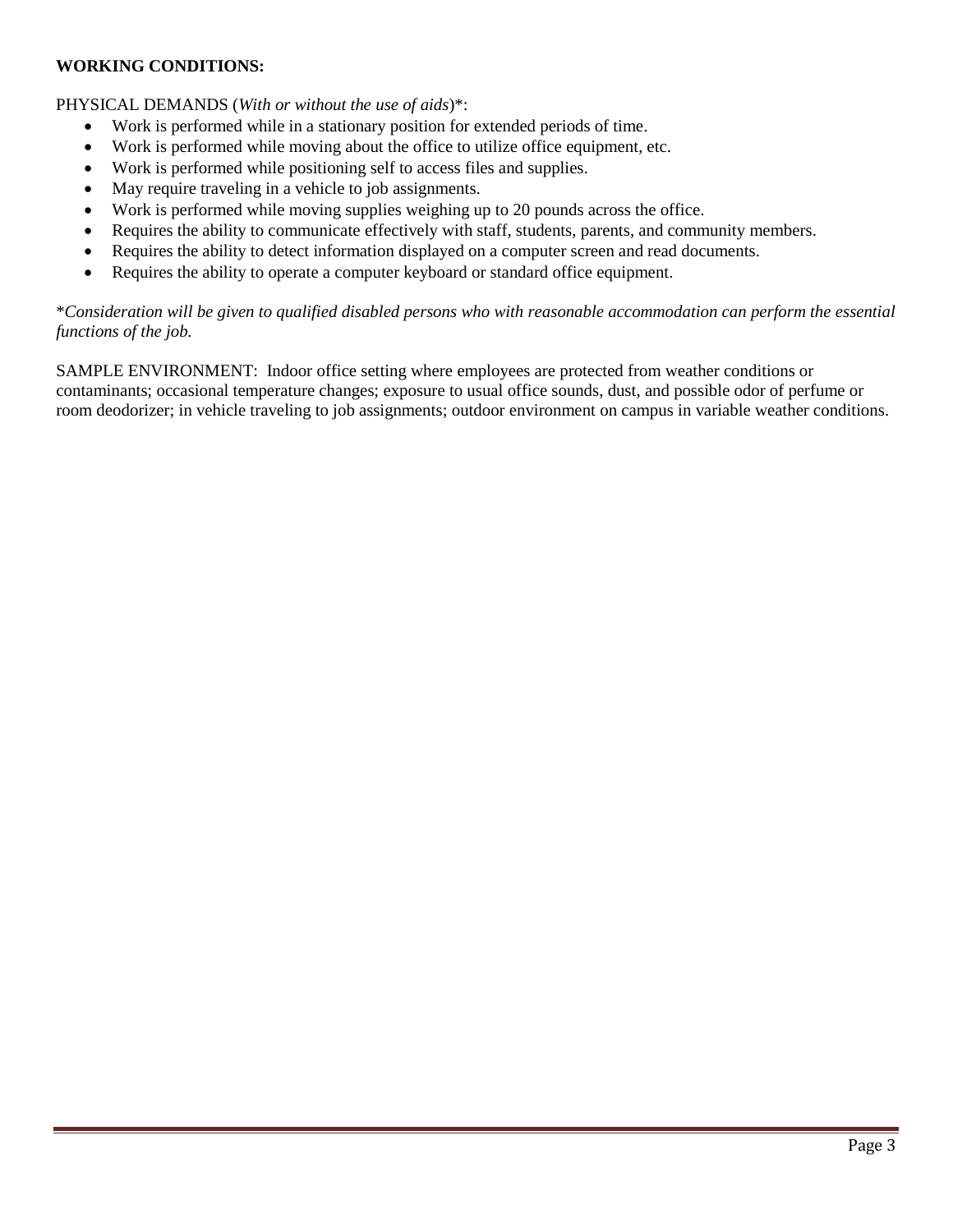**WORKING CONDITIONS:**

PHYSICAL DEMANDS (*With or without the use of aids*)*:

- Work is performed while in a stationary position for extended periods of time.
- Work is performed while moving about the office to utilize office equipment, etc.
- Work is performed while positioning self to access files and supplies.
- May require traveling in a vehicle to job assignments.
- Work is performed while moving supplies weighing up to 20 pounds across the office.
- Requires the ability to communicate effectively with staff, students, parents, and community members.
- Requires the ability to detect information displayed on a computer screen and read documents.
- Requires the ability to operate a computer keyboard or standard office equipment.

**Consideration will be given to qualified disabled persons who with reasonable accommodation can perform the essential functions of the job.*

SAMPLE ENVIRONMENT: Indoor office setting where employees are protected from weather conditions or contaminants; occasional temperature changes; exposure to usual office sounds, dust, and possible odor of perfume or room deodorizer; in vehicle traveling to job assignments; outdoor environment on campus in variable weather conditions.